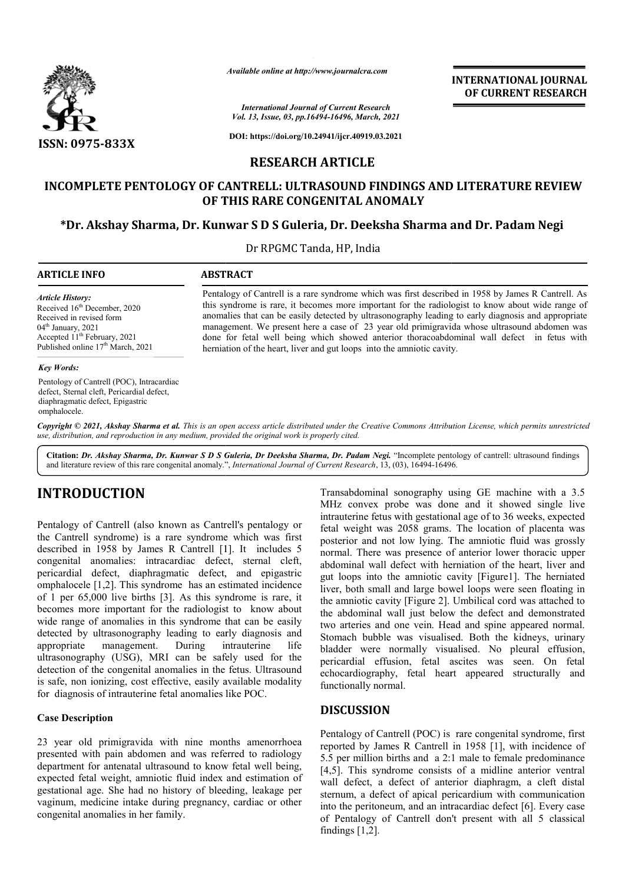**RESEARCH ARTICLE**

# INCOMPLETE PENTOLOGY OF CANTRELL: ULTRASOUND FINDINGS AND LITERATURE REVIEW OF THIS RARE CONGENITAL ANOMALY

**\*Dr. Akshay Sharma, Dr. Kunwar S D S Guleria, Dr. Deeksha Sharma and Dr. Padam Negi**

Dr RPGMC Tanda, HP, India

**ARTICLE INFO**

*Article History:*
Received 16th December, 2020
Received in revised form 04th January, 2021
Accepted 11th February, 2021
Published online 17th March, 2021

*Key Words:*
Pentology of Cantrell (POC), Intracardiac defect, Sternal cleft, Pericardial defect, diaphragmatic defect, Epigastric omphalocele.

**ABSTRACT**

Pentalogy of Cantrell is a rare syndrome which was first described in 1958 by James R Cantrell. As this syndrome is rare, it becomes more important for the radiologist to know about wide range of anomalies that can be easily detected by ultrasonography leading to early diagnosis and appropriate management. We present here a case of 23 year old primigravida whose ultrasound abdomen was done for fetal well being which showed anterior thoracoabdominal wall defect in fetus with herniation of the heart, liver and gut loops into the amniotic cavity.

*Copyright © 2021, Akshay Sharma et al. This is an open access article distributed under the Creative Commons Attribution License, which permits unrestricted use, distribution, and reproduction in any medium, provided the original work is properly cited.*

**Citation:** *Dr. Akshay Sharma, Dr. Kunwar S D S Guleria, Dr Deeksha Sharma, Dr. Padam Negi.* "Incomplete pentology of cantrell: ultrasound findings and literature review of this rare congenital anomaly.", *International Journal of Current Research*, 13, (03), 16494-16496.

## INTRODUCTION

Pentalogy of Cantrell (also known as Cantrell's pentalogy or the Cantrell syndrome) is a rare syndrome which was first described in 1958 by James R Cantrell [1]. It includes 5 congenital anomalies: intracardiac defect, sternal cleft, pericardial defect, diaphragmatic defect, and epigastric omphalocele [1,2]. This syndrome has an estimated incidence of 1 per 65,000 live births [3]. As this syndrome is rare, it becomes more important for the radiologist to know about wide range of anomalies in this syndrome that can be easily detected by ultrasonography leading to early diagnosis and appropriate management. During intrauterine life ultrasonography (USG), MRI can be safely used for the detection of the congenital anomalies in the fetus. Ultrasound is safe, non ionizing, cost effective, easily available modality for diagnosis of intrauterine fetal anomalies like POC.

### Case Description

23 year old primigravida with nine months amenorrhoea presented with pain abdomen and was referred to radiology department for antenatal ultrasound to know fetal well being, expected fetal weight, amniotic fluid index and estimation of gestational age. She had no history of bleeding, leakage per vaginum, medicine intake during pregnancy, cardiac or other congenital anomalies in her family.

Transabdominal sonography using GE machine with a 3.5 MHz convex probe was done and it showed single live intrauterine fetus with gestational age of to 36 weeks, expected fetal weight was 2058 grams. The location of placenta was posterior and not low lying. The amniotic fluid was grossly normal. There was presence of anterior lower thoracic upper abdominal wall defect with herniation of the heart, liver and gut loops into the amniotic cavity [Figure1]. The herniated liver, both small and large bowel loops were seen floating in the amniotic cavity [Figure 2]. Umbilical cord was attached to the abdominal wall just below the defect and demonstrated two arteries and one vein. Head and spine appeared normal. Stomach bubble was visualised. Both the kidneys, urinary bladder were normally visualised. No pleural effusion, pericardial effusion, fetal ascites was seen. On fetal echocardiography, fetal heart appeared structurally and functionally normal.

## DISCUSSION

Pentalogy of Cantrell (POC) is rare congenital syndrome, first reported by James R Cantrell in 1958 [1], with incidence of 5.5 per million births and a 2:1 male to female predominance [4,5]. This syndrome consists of a midline anterior ventral wall defect, a defect of anterior diaphragm, a cleft distal sternum, a defect of apical pericardium with communication into the peritoneum, and an intracardiac defect [6]. Every case of Pentalogy of Cantrell don't present with all 5 classical findings [1,2].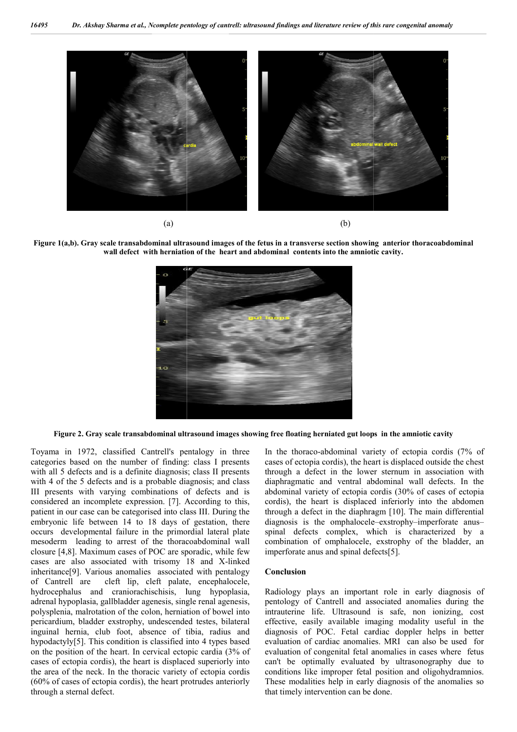(a) (b)

**Figure 1(a,b). Gray scale transabdominal ultrasound images of the fetus in a transverse section showing anterior thoracoabdominal wall defect with herniation of the heart and abdominal contents into the amniotic cavity.**

**Figure 2. Gray scale transabdominal ultrasound images showing free floating herniated gut loops in the amniotic cavity**

Toyama in 1972, classified Cantrell's pentalogy in three categories based on the number of finding: class I presents with all 5 defects and is a definite diagnosis; class II presents with 4 of the 5 defects and is a probable diagnosis; and class III presents with varying combinations of defects and is considered an incomplete expression. [7]. According to this, patient in our case can be categorised into class III. During the embryonic life between 14 to 18 days of gestation, there occurs developmental failure in the primordial lateral plate mesoderm leading to arrest of the thoracoabdominal wall closure [4,8]. Maximum cases of POC are sporadic, while few cases are also associated with trisomy 18 and X-linked inheritance[9]. Various anomalies associated with pentalogy of Cantrell are cleft lip, cleft palate, encephalocele, hydrocephalus and craniorachischisis, lung hypoplasia, adrenal hypoplasia, gallbladder agenesis, single renal agenesis, polysplenia, malrotation of the colon, herniation of bowel into pericardium, bladder exstrophy, undescended testes, bilateral inguinal hernia, club foot, absence of tibia, radius and hypodactyly[5]. This condition is classified into 4 types based on the position of the heart. In cervical ectopic cardia (3% of cases of ectopia cordis), the heart is displaced superiorly into the area of the neck. In the thoracic variety of ectopia cordis (60% of cases of ectopia cordis), the heart protrudes anteriorly through a sternal defect.

In the thoraco-abdominal variety of ectopia cordis (7% of cases of ectopia cordis), the heart is displaced outside the chest through a defect in the lower sternum in association with diaphragmatic and ventral abdominal wall defects. In the abdominal variety of ectopia cordis (30% of cases of ectopia cordis), the heart is displaced inferiorly into the abdomen through a defect in the diaphragm [10]. The main differential diagnosis is the omphalocele–exstrophy–imperforate anus–spinal defects complex, which is characterized by a combination of omphalocele, exstrophy of the bladder, an imperforate anus and spinal defects[5].

## Conclusion

Radiology plays an important role in early diagnosis of pentology of Cantrell and associated anomalies during the intrauterine life. Ultrasound is safe, non ionizing, cost effective, easily available imaging modality useful in the diagnosis of POC. Fetal cardiac doppler helps in better evaluation of cardiac anomalies. MRI can also be used for evaluation of congenital fetal anomalies in cases where fetus can't be optimally evaluated by ultrasonography due to conditions like improper fetal position and oligohydramnios. These modalities help in early diagnosis of the anomalies so that timely intervention can be done.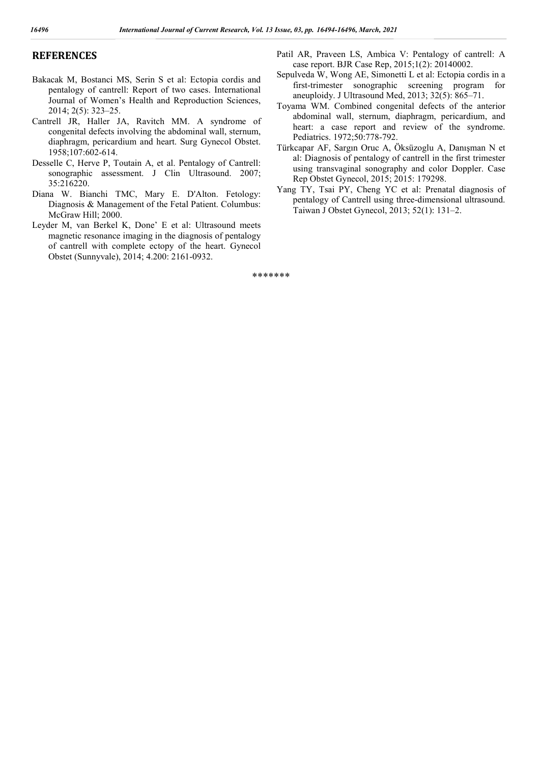## REFERENCES

Bakacak M, Bostanci MS, Serin S et al: Ectopia cordis and pentalogy of cantrell: Report of two cases. International Journal of Women's Health and Reproduction Sciences, 2014; 2(5): 323–25.

Cantrell JR, Haller JA, Ravitch MM. A syndrome of congenital defects involving the abdominal wall, sternum, diaphragm, pericardium and heart. Surg Gynecol Obstet. 1958;107:602-614.

Desselle C, Herve P, Toutain A, et al. Pentalogy of Cantrell: sonographic assessment. J Clin Ultrasound. 2007; 35:216220.

Diana W. Bianchi TMC, Mary E. D'Alton. Fetology: Diagnosis & Management of the Fetal Patient. Columbus: McGraw Hill; 2000.

Leyder M, van Berkel K, Done' E et al: Ultrasound meets magnetic resonance imaging in the diagnosis of pentalogy of cantrell with complete ectopy of the heart. Gynecol Obstet (Sunnyvale), 2014; 4.200: 2161-0932.

Patil AR, Praveen LS, Ambica V: Pentalogy of cantrell: A case report. BJR Case Rep, 2015;1(2): 20140002.

Sepulveda W, Wong AE, Simonetti L et al: Ectopia cordis in a first-trimester sonographic screening program for aneuploidy. J Ultrasound Med, 2013; 32(5): 865–71.

Toyama WM. Combined congenital defects of the anterior abdominal wall, sternum, diaphragm, pericardium, and heart: a case report and review of the syndrome. Pediatrics. 1972;50:778-792.

Türkcapar AF, Sargın Oruc A, Öksüzoglu A, Danışman N et al: Diagnosis of pentalogy of cantrell in the first trimester using transvaginal sonography and color Doppler. Case Rep Obstet Gynecol, 2015; 2015: 179298.

Yang TY, Tsai PY, Cheng YC et al: Prenatal diagnosis of pentalogy of Cantrell using three-dimensional ultrasound. Taiwan J Obstet Gynecol, 2013; 52(1): 131–2.

*******